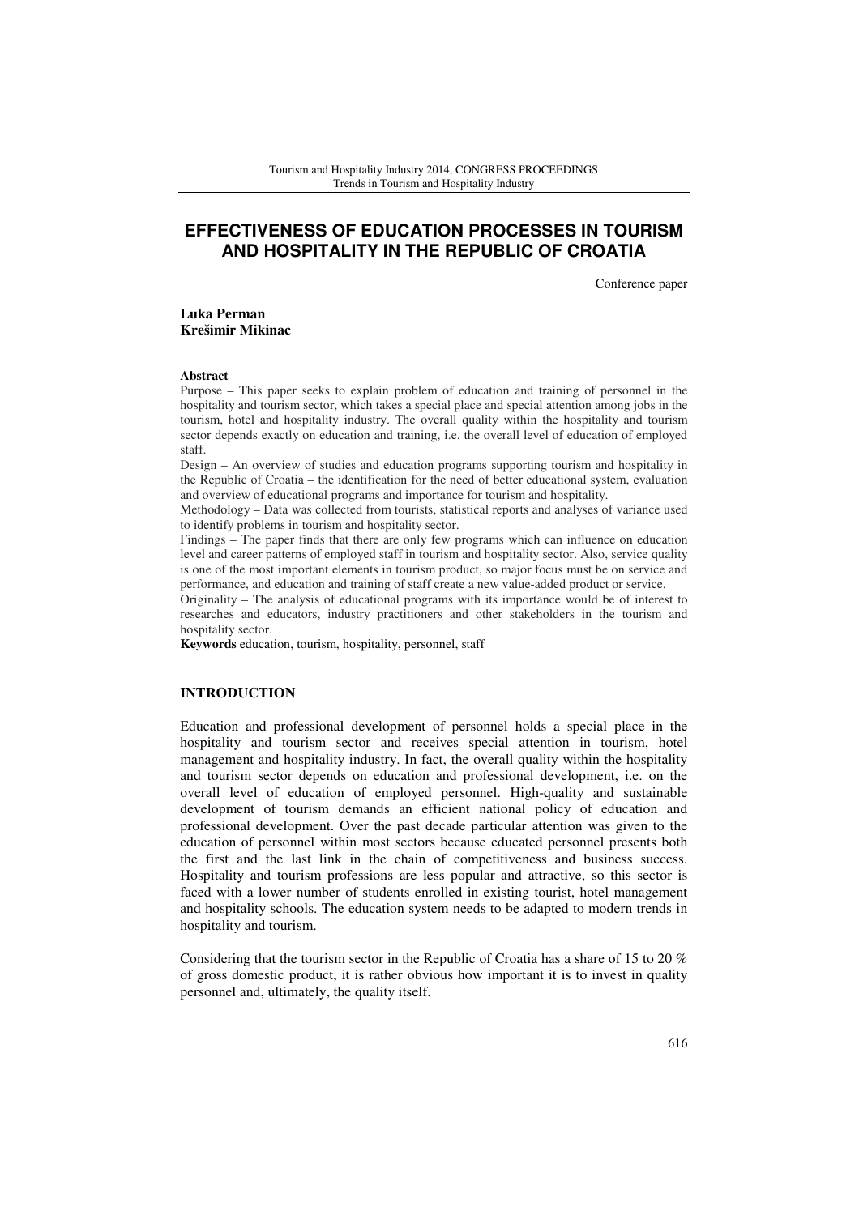# EFFECTIVENESS OF EDUCATION PROCESSES IN TOURISM AND HOSPITALITY IN THE REPUBLIC OF CROATIA

Conference paper

**Luka Perman**
**Krešimir Mikinac**

**Abstract**

Purpose – This paper seeks to explain problem of education and training of personnel in the hospitality and tourism sector, which takes a special place and special attention among jobs in the tourism, hotel and hospitality industry. The overall quality within the hospitality and tourism sector depends exactly on education and training, i.e. the overall level of education of employed staff.

Design – An overview of studies and education programs supporting tourism and hospitality in the Republic of Croatia – the identification for the need of better educational system, evaluation and overview of educational programs and importance for tourism and hospitality.

Methodology – Data was collected from tourists, statistical reports and analyses of variance used to identify problems in tourism and hospitality sector.

Findings – The paper finds that there are only few programs which can influence on education level and career patterns of employed staff in tourism and hospitality sector. Also, service quality is one of the most important elements in tourism product, so major focus must be on service and performance, and education and training of staff create a new value-added product or service.

Originality – The analysis of educational programs with its importance would be of interest to researches and educators, industry practitioners and other stakeholders in the tourism and hospitality sector.

**Keywords** education, tourism, hospitality, personnel, staff

## INTRODUCTION

Education and professional development of personnel holds a special place in the hospitality and tourism sector and receives special attention in tourism, hotel management and hospitality industry. In fact, the overall quality within the hospitality and tourism sector depends on education and professional development, i.e. on the overall level of education of employed personnel. High-quality and sustainable development of tourism demands an efficient national policy of education and professional development. Over the past decade particular attention was given to the education of personnel within most sectors because educated personnel presents both the first and the last link in the chain of competitiveness and business success. Hospitality and tourism professions are less popular and attractive, so this sector is faced with a lower number of students enrolled in existing tourist, hotel management and hospitality schools. The education system needs to be adapted to modern trends in hospitality and tourism.

Considering that the tourism sector in the Republic of Croatia has a share of 15 to 20 % of gross domestic product, it is rather obvious how important it is to invest in quality personnel and, ultimately, the quality itself.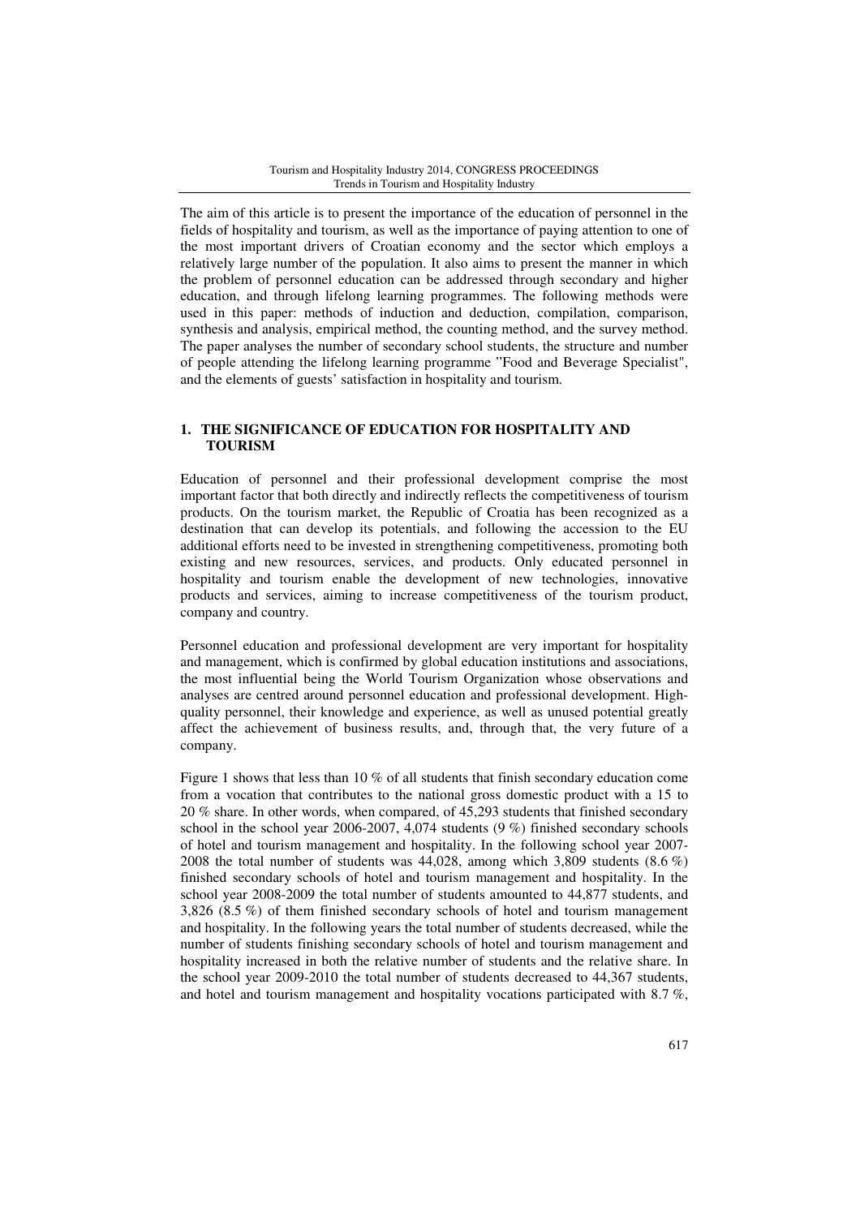The aim of this article is to present the importance of the education of personnel in the fields of hospitality and tourism, as well as the importance of paying attention to one of the most important drivers of Croatian economy and the sector which employs a relatively large number of the population. It also aims to present the manner in which the problem of personnel education can be addressed through secondary and higher education, and through lifelong learning programmes. The following methods were used in this paper: methods of induction and deduction, compilation, comparison, synthesis and analysis, empirical method, the counting method, and the survey method. The paper analyses the number of secondary school students, the structure and number of people attending the lifelong learning programme "Food and Beverage Specialist", and the elements of guests' satisfaction in hospitality and tourism.

## 1. THE SIGNIFICANCE OF EDUCATION FOR HOSPITALITY AND TOURISM

Education of personnel and their professional development comprise the most important factor that both directly and indirectly reflects the competitiveness of tourism products. On the tourism market, the Republic of Croatia has been recognized as a destination that can develop its potentials, and following the accession to the EU additional efforts need to be invested in strengthening competitiveness, promoting both existing and new resources, services, and products. Only educated personnel in hospitality and tourism enable the development of new technologies, innovative products and services, aiming to increase competitiveness of the tourism product, company and country.

Personnel education and professional development are very important for hospitality and management, which is confirmed by global education institutions and associations, the most influential being the World Tourism Organization whose observations and analyses are centred around personnel education and professional development. High-quality personnel, their knowledge and experience, as well as unused potential greatly affect the achievement of business results, and, through that, the very future of a company.

Figure 1 shows that less than 10 % of all students that finish secondary education come from a vocation that contributes to the national gross domestic product with a 15 to 20 % share. In other words, when compared, of 45,293 students that finished secondary school in the school year 2006-2007, 4,074 students (9 %) finished secondary schools of hotel and tourism management and hospitality. In the following school year 2007-2008 the total number of students was 44,028, among which 3,809 students (8.6 %) finished secondary schools of hotel and tourism management and hospitality. In the school year 2008-2009 the total number of students amounted to 44,877 students, and 3,826 (8.5 %) of them finished secondary schools of hotel and tourism management and hospitality. In the following years the total number of students decreased, while the number of students finishing secondary schools of hotel and tourism management and hospitality increased in both the relative number of students and the relative share. In the school year 2009-2010 the total number of students decreased to 44,367 students, and hotel and tourism management and hospitality vocations participated with 8.7 %,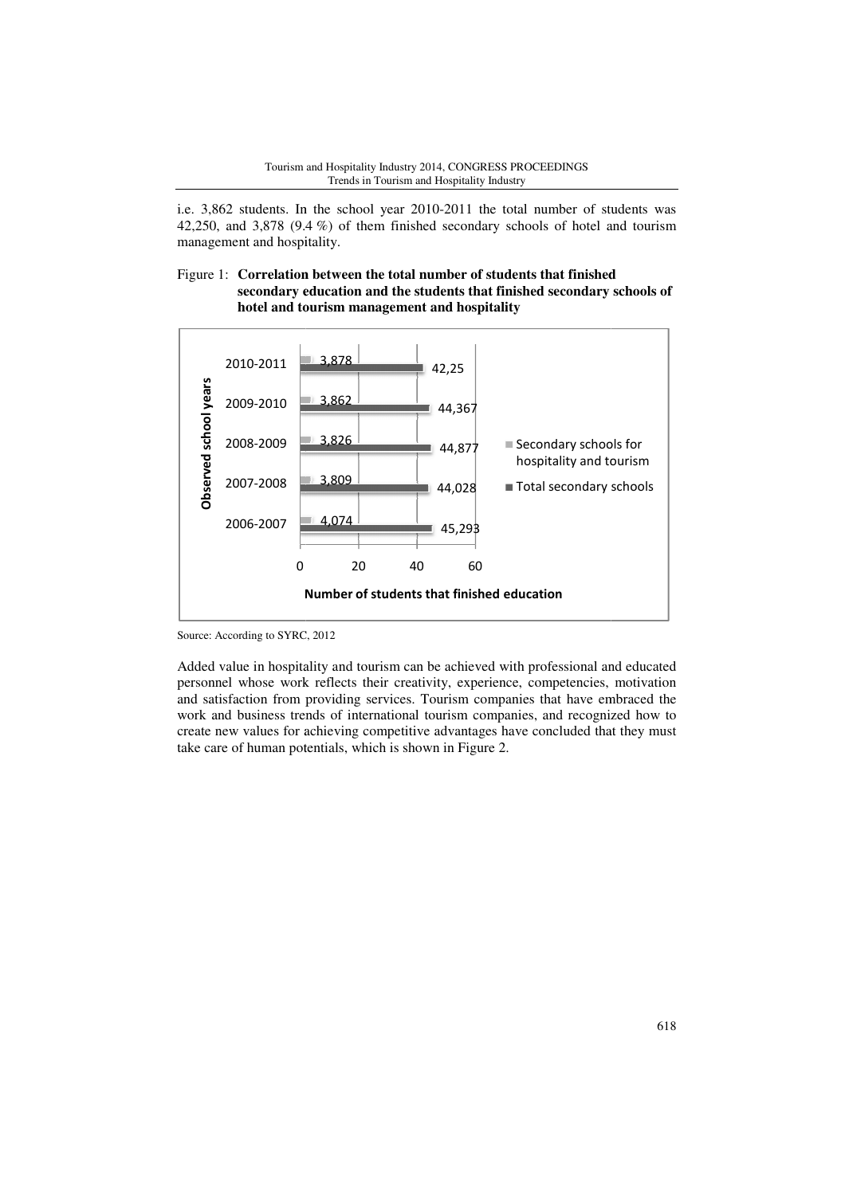i.e. 3,862 students. In the school year 2010-2011 the total number of students was 42,250, and 3,878 (9.4 %) of them finished secondary schools of hotel and tourism management and hospitality.

Figure 1: **Correlation between the total number of students that finished secondary education and the students that finished secondary schools of hotel and tourism management and hospitality**

| Observed school years | Secondary schools for hospitality and tourism | Total secondary schools |
|---|---|---|
| 2010-2011 | 3,878 | 42,25 |
| 2009-2010 | 3,862 | 44,367 |
| 2008-2009 | 3,826 | 44,877 |
| 2007-2008 | 3,809 | 44,028 |
| 2006-2007 | 4,074 | 45,293 |

Number of students that finished education

Source: According to SYRC, 2012

Added value in hospitality and tourism can be achieved with professional and educated personnel whose work reflects their creativity, experience, competencies, motivation and satisfaction from providing services. Tourism companies that have embraced the work and business trends of international tourism companies, and recognized how to create new values for achieving competitive advantages have concluded that they must take care of human potentials, which is shown in Figure 2.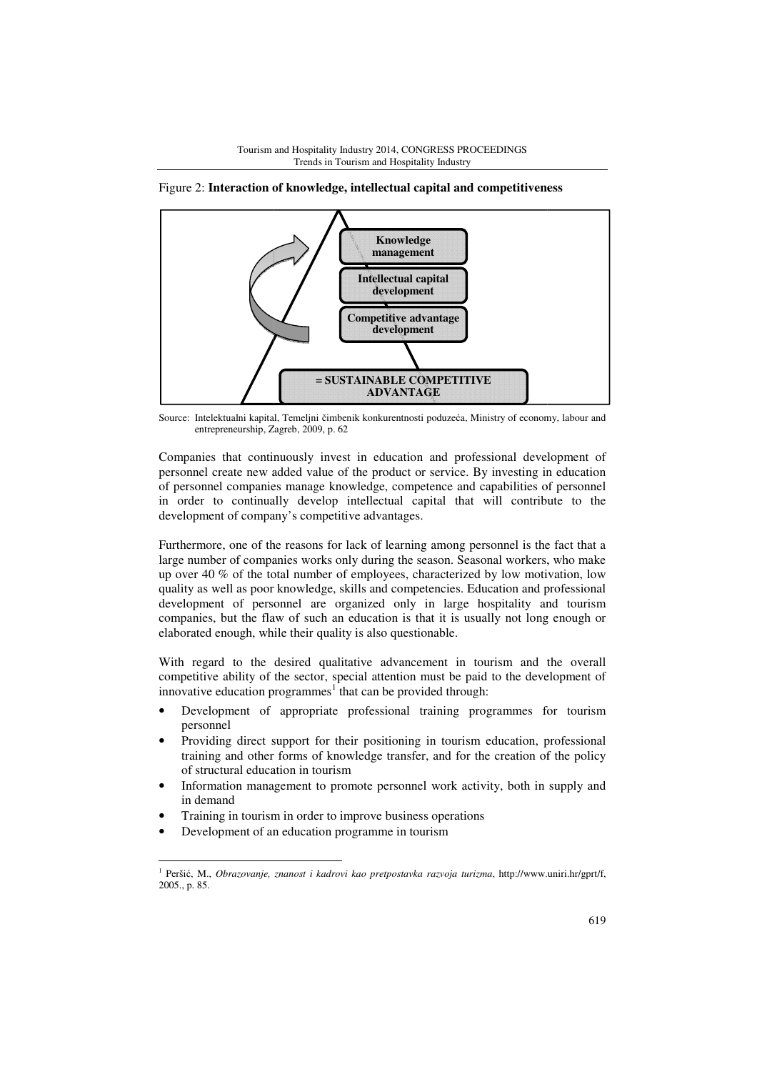Figure 2: **Interaction of knowledge, intellectual capital and competitiveness**

Knowledge management

Intellectual capital development

Competitive advantage development

= SUSTAINABLE COMPETITIVE ADVANTAGE

Source: Intelektualni kapital, Temeljni čimbenik konkurentnosti poduzeća, Ministry of economy, labour and entrepreneurship, Zagreb, 2009, p. 62

Companies that continuously invest in education and professional development of personnel create new added value of the product or service. By investing in education of personnel companies manage knowledge, competence and capabilities of personnel in order to continually develop intellectual capital that will contribute to the development of company's competitive advantages.

Furthermore, one of the reasons for lack of learning among personnel is the fact that a large number of companies works only during the season. Seasonal workers, who make up over 40 % of the total number of employees, characterized by low motivation, low quality as well as poor knowledge, skills and competencies. Education and professional development of personnel are organized only in large hospitality and tourism companies, but the flaw of such an education is that it is usually not long enough or elaborated enough, while their quality is also questionable.

With regard to the desired qualitative advancement in tourism and the overall competitive ability of the sector, special attention must be paid to the development of innovative education programmes[1] that can be provided through:

- Development of appropriate professional training programmes for tourism personnel
- Providing direct support for their positioning in tourism education, professional training and other forms of knowledge transfer, and for the creation of the policy of structural education in tourism
- Information management to promote personnel work activity, both in supply and in demand
- Training in tourism in order to improve business operations
- Development of an education programme in tourism

[1] Peršić, M., *Obrazovanje, znanost i kadrovi kao pretpostavka razvoja turizma*, http://www.uniri.hr/gprt/f, 2005., p. 85.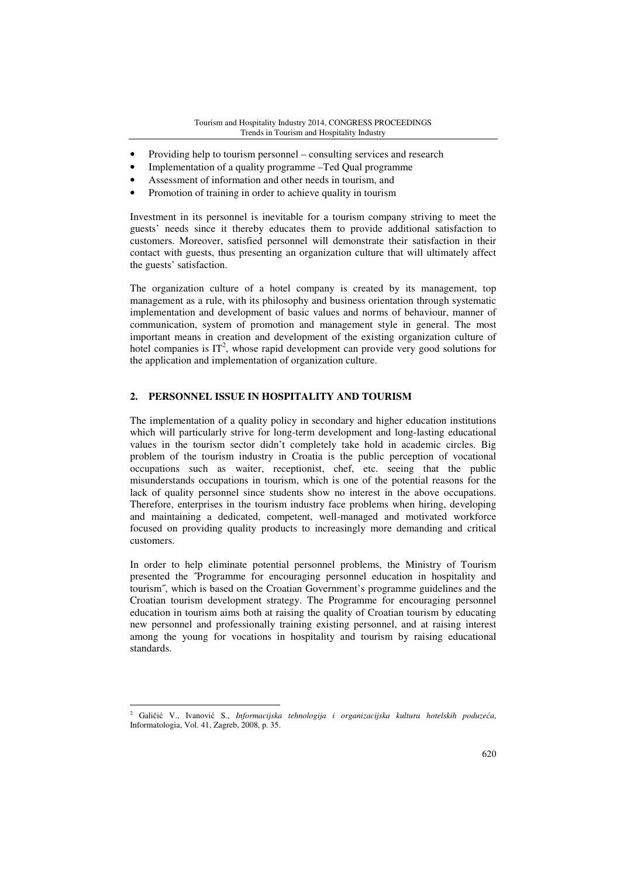- Providing help to tourism personnel – consulting services and research
- Implementation of a quality programme –Ted Qual programme
- Assessment of information and other needs in tourism, and
- Promotion of training in order to achieve quality in tourism

Investment in its personnel is inevitable for a tourism company striving to meet the guests' needs since it thereby educates them to provide additional satisfaction to customers. Moreover, satisfied personnel will demonstrate their satisfaction in their contact with guests, thus presenting an organization culture that will ultimately affect the guests' satisfaction.

The organization culture of a hotel company is created by its management, top management as a rule, with its philosophy and business orientation through systematic implementation and development of basic values and norms of behaviour, manner of communication, system of promotion and management style in general. The most important means in creation and development of the existing organization culture of hotel companies is IT[2], whose rapid development can provide very good solutions for the application and implementation of organization culture.

## 2. PERSONNEL ISSUE IN HOSPITALITY AND TOURISM

The implementation of a quality policy in secondary and higher education institutions which will particularly strive for long-term development and long-lasting educational values in the tourism sector didn't completely take hold in academic circles. Big problem of the tourism industry in Croatia is the public perception of vocational occupations such as waiter, receptionist, chef, etc. seeing that the public misunderstands occupations in tourism, which is one of the potential reasons for the lack of quality personnel since students show no interest in the above occupations. Therefore, enterprises in the tourism industry face problems when hiring, developing and maintaining a dedicated, competent, well-managed and motivated workforce focused on providing quality products to increasingly more demanding and critical customers.

In order to help eliminate potential personnel problems, the Ministry of Tourism presented the ˝Programme for encouraging personnel education in hospitality and tourism˝, which is based on the Croatian Government's programme guidelines and the Croatian tourism development strategy. The Programme for encouraging personnel education in tourism aims both at raising the quality of Croatian tourism by educating new personnel and professionally training existing personnel, and at raising interest among the young for vocations in hospitality and tourism by raising educational standards.

---

[2] Galičić V., Ivanović S., *Informacijska tehnologija i organizacijska kultura hotelskih poduzeća*, Informatologia, Vol. 41, Zagreb, 2008, p. 35.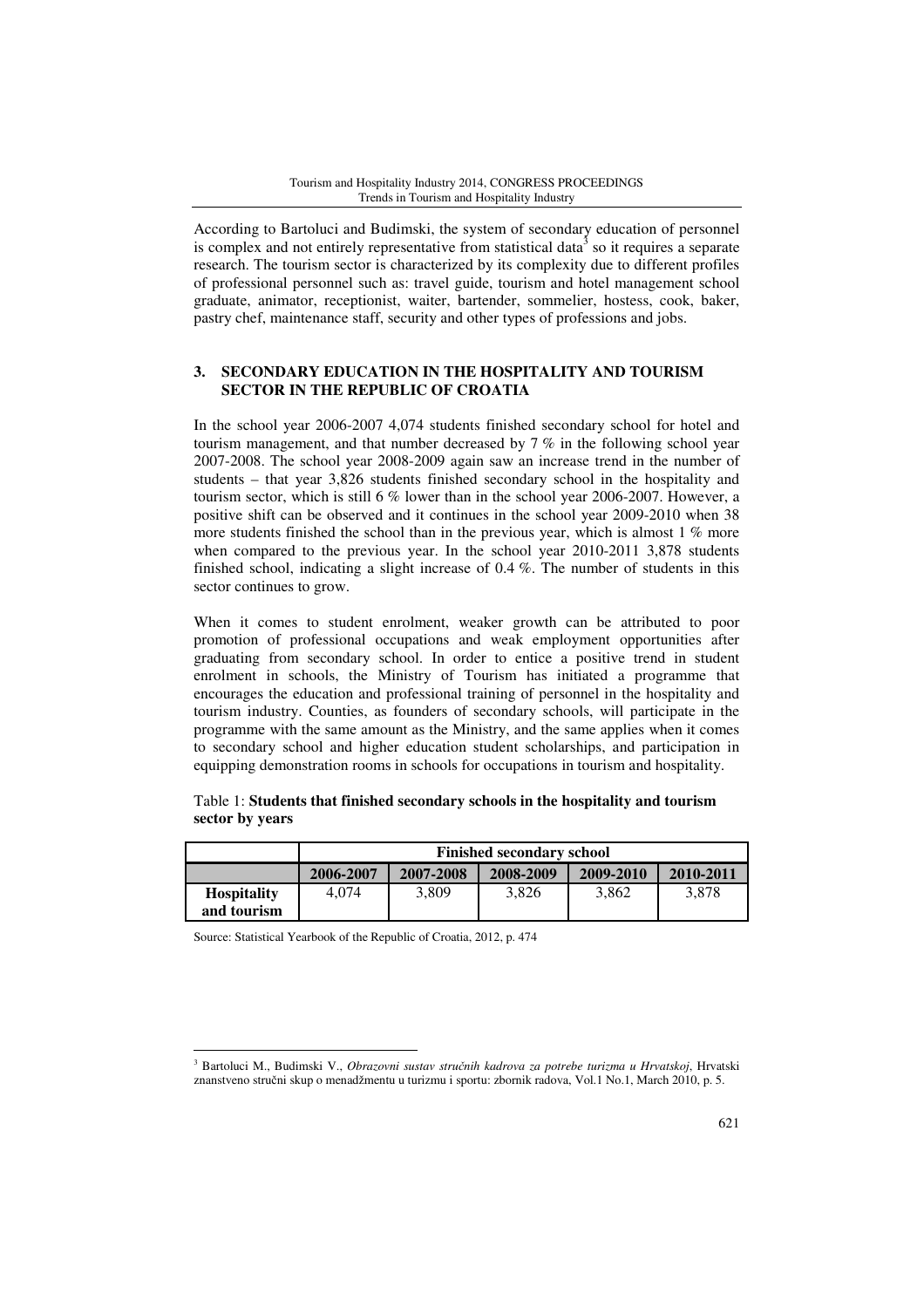According to Bartoluci and Budimski, the system of secondary education of personnel is complex and not entirely representative from statistical data[3] so it requires a separate research. The tourism sector is characterized by its complexity due to different profiles of professional personnel such as: travel guide, tourism and hotel management school graduate, animator, receptionist, waiter, bartender, sommelier, hostess, cook, baker, pastry chef, maintenance staff, security and other types of professions and jobs.

## 3. SECONDARY EDUCATION IN THE HOSPITALITY AND TOURISM SECTOR IN THE REPUBLIC OF CROATIA

In the school year 2006-2007 4,074 students finished secondary school for hotel and tourism management, and that number decreased by 7 % in the following school year 2007-2008. The school year 2008-2009 again saw an increase trend in the number of students – that year 3,826 students finished secondary school in the hospitality and tourism sector, which is still 6 % lower than in the school year 2006-2007. However, a positive shift can be observed and it continues in the school year 2009-2010 when 38 more students finished the school than in the previous year, which is almost 1 % more when compared to the previous year. In the school year 2010-2011 3,878 students finished school, indicating a slight increase of 0.4 %. The number of students in this sector continues to grow.

When it comes to student enrolment, weaker growth can be attributed to poor promotion of professional occupations and weak employment opportunities after graduating from secondary school. In order to entice a positive trend in student enrolment in schools, the Ministry of Tourism has initiated a programme that encourages the education and professional training of personnel in the hospitality and tourism industry. Counties, as founders of secondary schools, will participate in the programme with the same amount as the Ministry, and the same applies when it comes to secondary school and higher education student scholarships, and participation in equipping demonstration rooms in schools for occupations in tourism and hospitality.

Table 1: **Students that finished secondary schools in the hospitality and tourism sector by years**

| | Finished secondary school | | | | |
|---|---|---|---|---|---|
| | **2006-2007** | **2007-2008** | **2008-2009** | **2009-2010** | **2010-2011** |
| **Hospitality and tourism** | 4,074 | 3,809 | 3,826 | 3,862 | 3,878 |

Source: Statistical Yearbook of the Republic of Croatia, 2012, p. 474

[3] Bartoluci M., Budimski V., *Obrazovni sustav stručnih kadrova za potrebe turizma u Hrvatskoj*, Hrvatski znanstveno stručni skup o menadžmentu u turizmu i sportu: zbornik radova, Vol.1 No.1, March 2010, p. 5.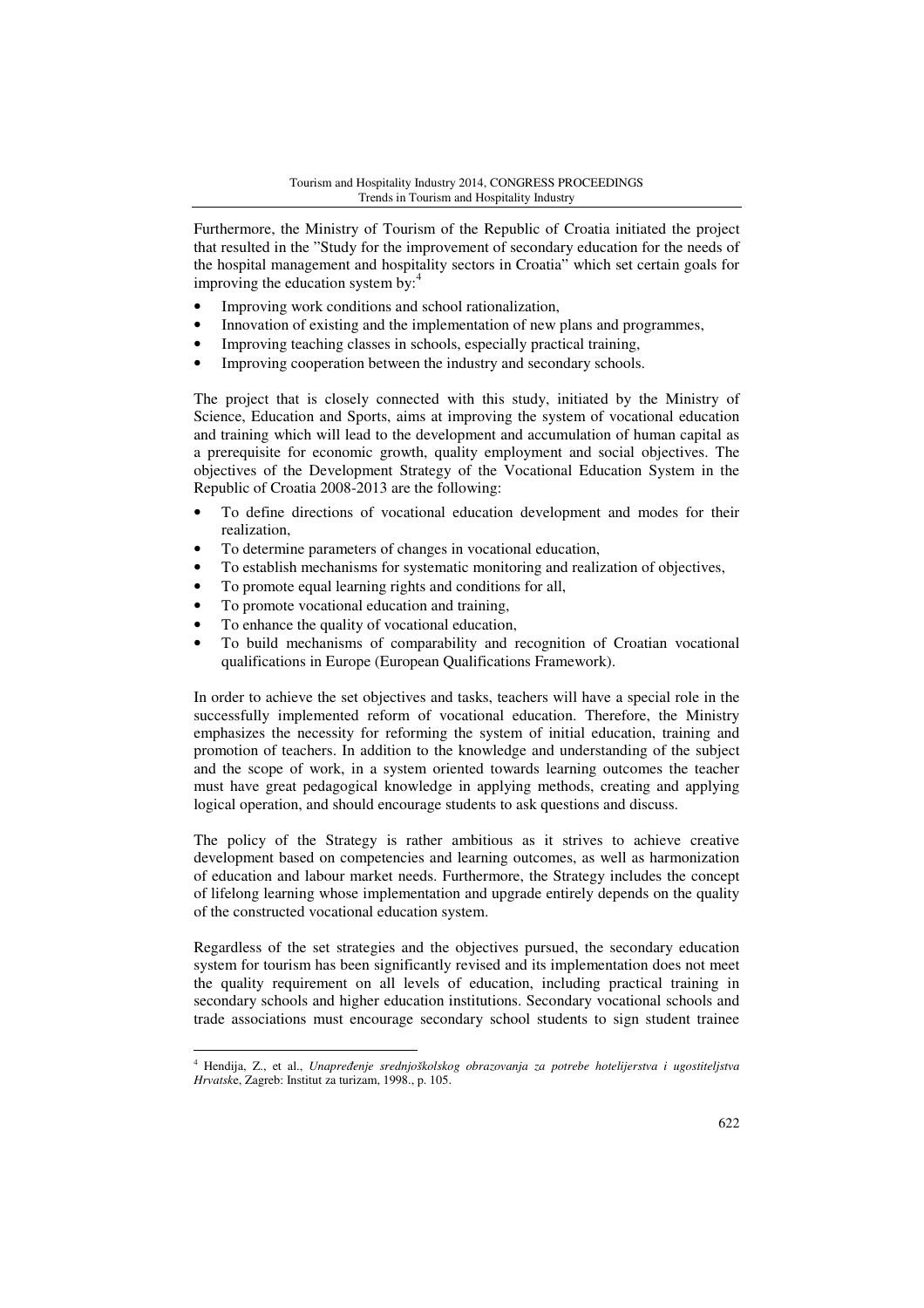Furthermore, the Ministry of Tourism of the Republic of Croatia initiated the project that resulted in the "Study for the improvement of secondary education for the needs of the hospital management and hospitality sectors in Croatia" which set certain goals for improving the education system by:[4]

- Improving work conditions and school rationalization,
- Innovation of existing and the implementation of new plans and programmes,
- Improving teaching classes in schools, especially practical training,
- Improving cooperation between the industry and secondary schools.

The project that is closely connected with this study, initiated by the Ministry of Science, Education and Sports, aims at improving the system of vocational education and training which will lead to the development and accumulation of human capital as a prerequisite for economic growth, quality employment and social objectives. The objectives of the Development Strategy of the Vocational Education System in the Republic of Croatia 2008-2013 are the following:

- To define directions of vocational education development and modes for their realization,
- To determine parameters of changes in vocational education,
- To establish mechanisms for systematic monitoring and realization of objectives,
- To promote equal learning rights and conditions for all,
- To promote vocational education and training,
- To enhance the quality of vocational education,
- To build mechanisms of comparability and recognition of Croatian vocational qualifications in Europe (European Qualifications Framework).

In order to achieve the set objectives and tasks, teachers will have a special role in the successfully implemented reform of vocational education. Therefore, the Ministry emphasizes the necessity for reforming the system of initial education, training and promotion of teachers. In addition to the knowledge and understanding of the subject and the scope of work, in a system oriented towards learning outcomes the teacher must have great pedagogical knowledge in applying methods, creating and applying logical operation, and should encourage students to ask questions and discuss.

The policy of the Strategy is rather ambitious as it strives to achieve creative development based on competencies and learning outcomes, as well as harmonization of education and labour market needs. Furthermore, the Strategy includes the concept of lifelong learning whose implementation and upgrade entirely depends on the quality of the constructed vocational education system.

Regardless of the set strategies and the objectives pursued, the secondary education system for tourism has been significantly revised and its implementation does not meet the quality requirement on all levels of education, including practical training in secondary schools and higher education institutions. Secondary vocational schools and trade associations must encourage secondary school students to sign student trainee

---

[4] Hendija, Z., et al., *Unapređenje srednjoškolskog obrazovanja za potrebe hotelijerstva i ugostiteljstva Hrvatske*, Zagreb: Institut za turizam, 1998., p. 105.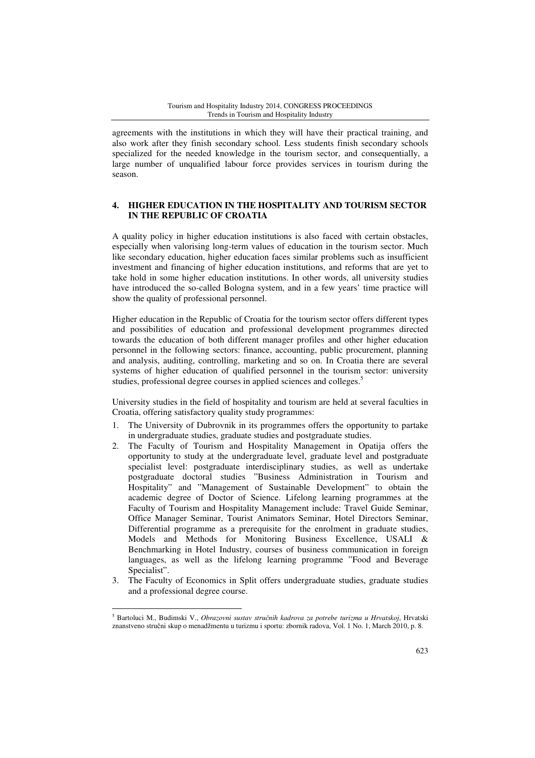agreements with the institutions in which they will have their practical training, and also work after they finish secondary school. Less students finish secondary schools specialized for the needed knowledge in the tourism sector, and consequentially, a large number of unqualified labour force provides services in tourism during the season.

## 4. HIGHER EDUCATION IN THE HOSPITALITY AND TOURISM SECTOR IN THE REPUBLIC OF CROATIA

A quality policy in higher education institutions is also faced with certain obstacles, especially when valorising long-term values of education in the tourism sector. Much like secondary education, higher education faces similar problems such as insufficient investment and financing of higher education institutions, and reforms that are yet to take hold in some higher education institutions. In other words, all university studies have introduced the so-called Bologna system, and in a few years' time practice will show the quality of professional personnel.

Higher education in the Republic of Croatia for the tourism sector offers different types and possibilities of education and professional development programmes directed towards the education of both different manager profiles and other higher education personnel in the following sectors: finance, accounting, public procurement, planning and analysis, auditing, controlling, marketing and so on. In Croatia there are several systems of higher education of qualified personnel in the tourism sector: university studies, professional degree courses in applied sciences and colleges.[5]

University studies in the field of hospitality and tourism are held at several faculties in Croatia, offering satisfactory quality study programmes:

1. The University of Dubrovnik in its programmes offers the opportunity to partake in undergraduate studies, graduate studies and postgraduate studies.
2. The Faculty of Tourism and Hospitality Management in Opatija offers the opportunity to study at the undergraduate level, graduate level and postgraduate specialist level: postgraduate interdisciplinary studies, as well as undertake postgraduate doctoral studies "Business Administration in Tourism and Hospitality" and "Management of Sustainable Development" to obtain the academic degree of Doctor of Science. Lifelong learning programmes at the Faculty of Tourism and Hospitality Management include: Travel Guide Seminar, Office Manager Seminar, Tourist Animators Seminar, Hotel Directors Seminar, Differential programme as a prerequisite for the enrolment in graduate studies, Models and Methods for Monitoring Business Excellence, USALI & Benchmarking in Hotel Industry, courses of business communication in foreign languages, as well as the lifelong learning programme "Food and Beverage Specialist".
3. The Faculty of Economics in Split offers undergraduate studies, graduate studies and a professional degree course.

---

[5] Bartoluci M., Budimski V., *Obrazovni sustav stručnih kadrova za potrebe turizma u Hrvatskoj*, Hrvatski znanstveno stručni skup o menadžmentu u turizmu i sportu: zbornik radova, Vol. 1 No. 1, March 2010, p. 8.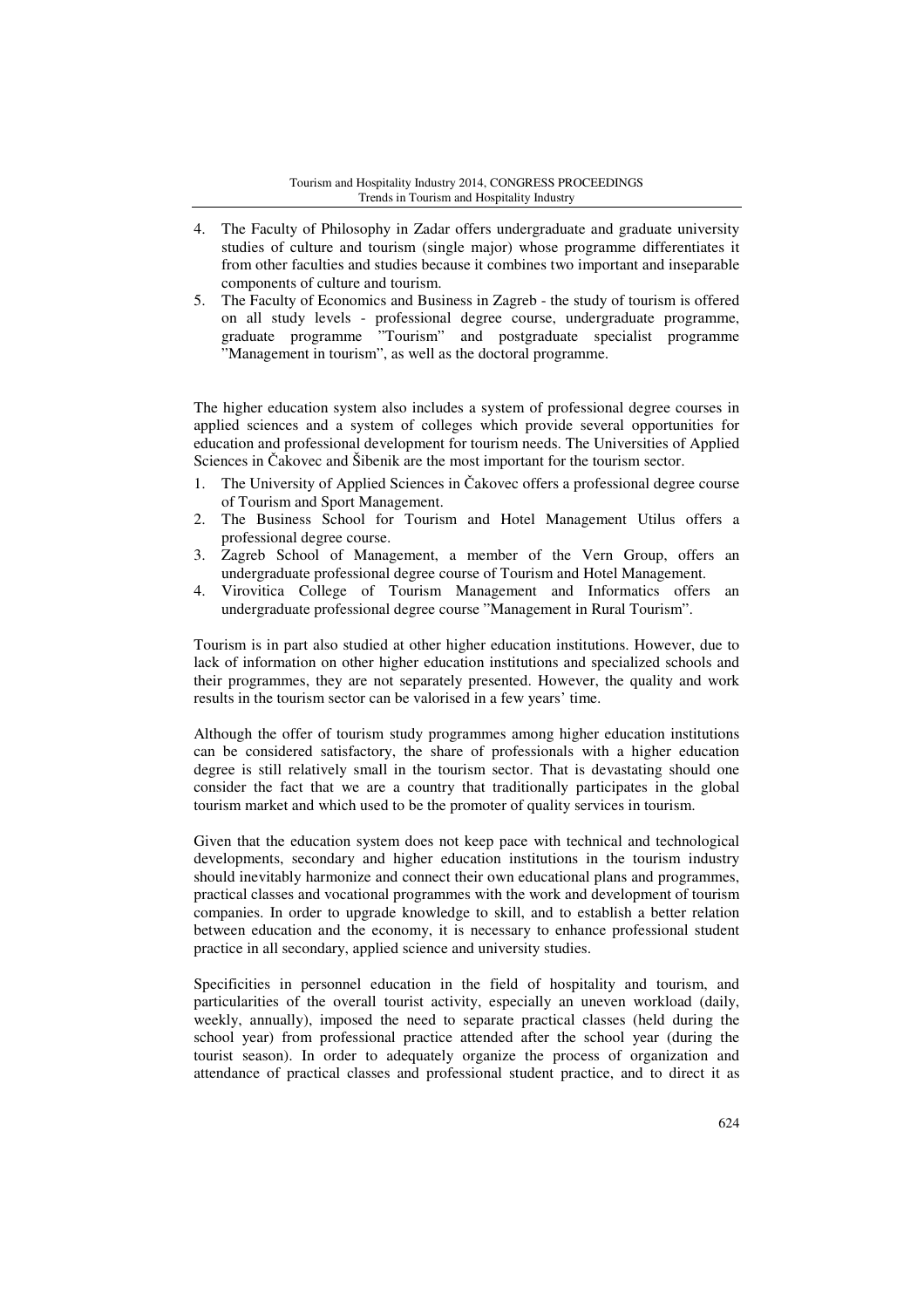4. The Faculty of Philosophy in Zadar offers undergraduate and graduate university studies of culture and tourism (single major) whose programme differentiates it from other faculties and studies because it combines two important and inseparable components of culture and tourism.
5. The Faculty of Economics and Business in Zagreb - the study of tourism is offered on all study levels - professional degree course, undergraduate programme, graduate programme "Tourism" and postgraduate specialist programme "Management in tourism", as well as the doctoral programme.

The higher education system also includes a system of professional degree courses in applied sciences and a system of colleges which provide several opportunities for education and professional development for tourism needs. The Universities of Applied Sciences in Čakovec and Šibenik are the most important for the tourism sector.

1. The University of Applied Sciences in Čakovec offers a professional degree course of Tourism and Sport Management.
2. The Business School for Tourism and Hotel Management Utilus offers a professional degree course.
3. Zagreb School of Management, a member of the Vern Group, offers an undergraduate professional degree course of Tourism and Hotel Management.
4. Virovitica College of Tourism Management and Informatics offers an undergraduate professional degree course "Management in Rural Tourism".

Tourism is in part also studied at other higher education institutions. However, due to lack of information on other higher education institutions and specialized schools and their programmes, they are not separately presented. However, the quality and work results in the tourism sector can be valorised in a few years' time.

Although the offer of tourism study programmes among higher education institutions can be considered satisfactory, the share of professionals with a higher education degree is still relatively small in the tourism sector. That is devastating should one consider the fact that we are a country that traditionally participates in the global tourism market and which used to be the promoter of quality services in tourism.

Given that the education system does not keep pace with technical and technological developments, secondary and higher education institutions in the tourism industry should inevitably harmonize and connect their own educational plans and programmes, practical classes and vocational programmes with the work and development of tourism companies. In order to upgrade knowledge to skill, and to establish a better relation between education and the economy, it is necessary to enhance professional student practice in all secondary, applied science and university studies.

Specificities in personnel education in the field of hospitality and tourism, and particularities of the overall tourist activity, especially an uneven workload (daily, weekly, annually), imposed the need to separate practical classes (held during the school year) from professional practice attended after the school year (during the tourist season). In order to adequately organize the process of organization and attendance of practical classes and professional student practice, and to direct it as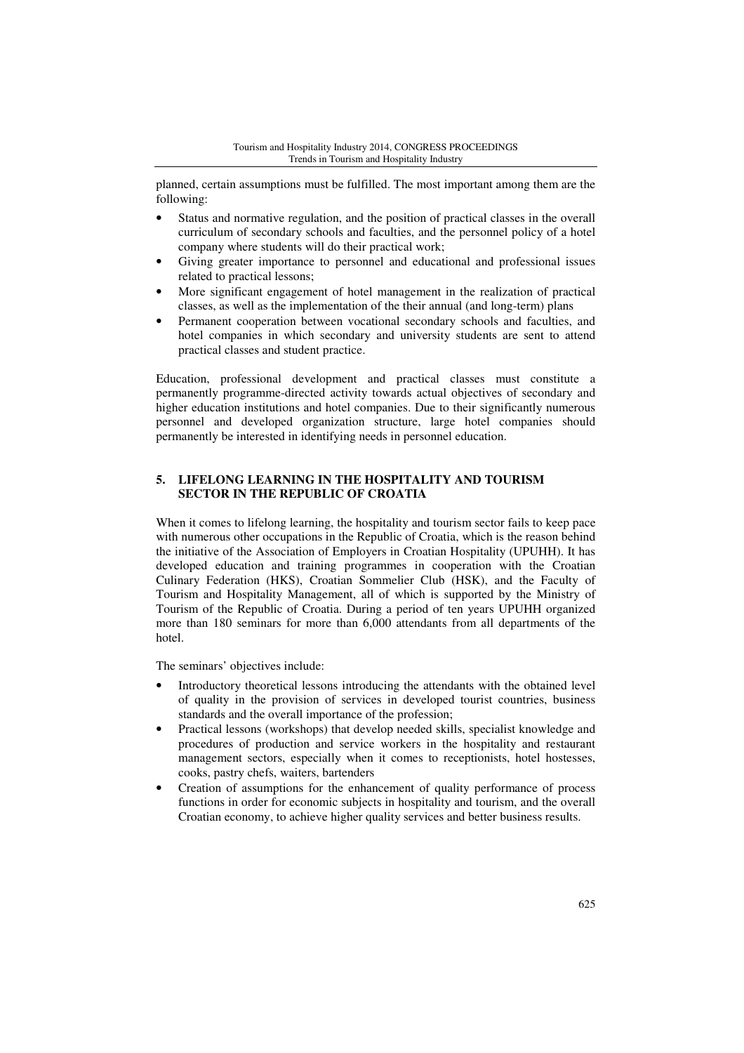planned, certain assumptions must be fulfilled. The most important among them are the following:

- Status and normative regulation, and the position of practical classes in the overall curriculum of secondary schools and faculties, and the personnel policy of a hotel company where students will do their practical work;
- Giving greater importance to personnel and educational and professional issues related to practical lessons;
- More significant engagement of hotel management in the realization of practical classes, as well as the implementation of the their annual (and long-term) plans
- Permanent cooperation between vocational secondary schools and faculties, and hotel companies in which secondary and university students are sent to attend practical classes and student practice.

Education, professional development and practical classes must constitute a permanently programme-directed activity towards actual objectives of secondary and higher education institutions and hotel companies. Due to their significantly numerous personnel and developed organization structure, large hotel companies should permanently be interested in identifying needs in personnel education.

## 5. LIFELONG LEARNING IN THE HOSPITALITY AND TOURISM SECTOR IN THE REPUBLIC OF CROATIA

When it comes to lifelong learning, the hospitality and tourism sector fails to keep pace with numerous other occupations in the Republic of Croatia, which is the reason behind the initiative of the Association of Employers in Croatian Hospitality (UPUHH). It has developed education and training programmes in cooperation with the Croatian Culinary Federation (HKS), Croatian Sommelier Club (HSK), and the Faculty of Tourism and Hospitality Management, all of which is supported by the Ministry of Tourism of the Republic of Croatia. During a period of ten years UPUHH organized more than 180 seminars for more than 6,000 attendants from all departments of the hotel.

The seminars' objectives include:

- Introductory theoretical lessons introducing the attendants with the obtained level of quality in the provision of services in developed tourist countries, business standards and the overall importance of the profession;
- Practical lessons (workshops) that develop needed skills, specialist knowledge and procedures of production and service workers in the hospitality and restaurant management sectors, especially when it comes to receptionists, hotel hostesses, cooks, pastry chefs, waiters, bartenders
- Creation of assumptions for the enhancement of quality performance of process functions in order for economic subjects in hospitality and tourism, and the overall Croatian economy, to achieve higher quality services and better business results.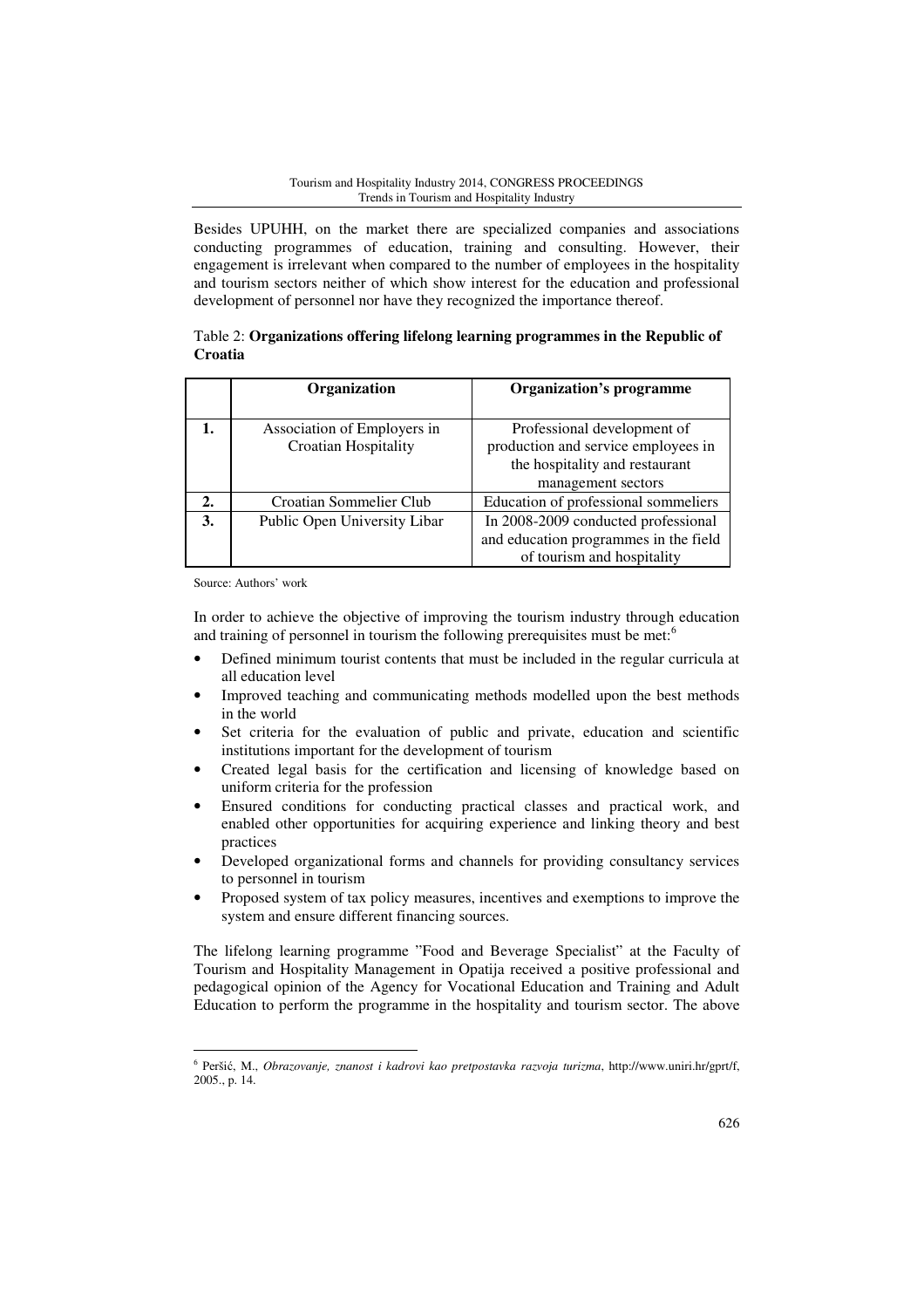Besides UPUHH, on the market there are specialized companies and associations conducting programmes of education, training and consulting. However, their engagement is irrelevant when compared to the number of employees in the hospitality and tourism sectors neither of which show interest for the education and professional development of personnel nor have they recognized the importance thereof.

Table 2: **Organizations offering lifelong learning programmes in the Republic of Croatia**

| | Organization | Organization's programme |
|---|---|---|
| **1.** | Association of Employers in Croatian Hospitality | Professional development of production and service employees in the hospitality and restaurant management sectors |
| **2.** | Croatian Sommelier Club | Education of professional sommeliers |
| **3.** | Public Open University Libar | In 2008-2009 conducted professional and education programmes in the field of tourism and hospitality |

Source: Authors' work

In order to achieve the objective of improving the tourism industry through education and training of personnel in tourism the following prerequisites must be met:[6]

- Defined minimum tourist contents that must be included in the regular curricula at all education level
- Improved teaching and communicating methods modelled upon the best methods in the world
- Set criteria for the evaluation of public and private, education and scientific institutions important for the development of tourism
- Created legal basis for the certification and licensing of knowledge based on uniform criteria for the profession
- Ensured conditions for conducting practical classes and practical work, and enabled other opportunities for acquiring experience and linking theory and best practices
- Developed organizational forms and channels for providing consultancy services to personnel in tourism
- Proposed system of tax policy measures, incentives and exemptions to improve the system and ensure different financing sources.

The lifelong learning programme "Food and Beverage Specialist" at the Faculty of Tourism and Hospitality Management in Opatija received a positive professional and pedagogical opinion of the Agency for Vocational Education and Training and Adult Education to perform the programme in the hospitality and tourism sector. The above

---

[6] Peršić, M., *Obrazovanje, znanost i kadrovi kao pretpostavka razvoja turizma*, http://www.uniri.hr/gprt/f, 2005., p. 14.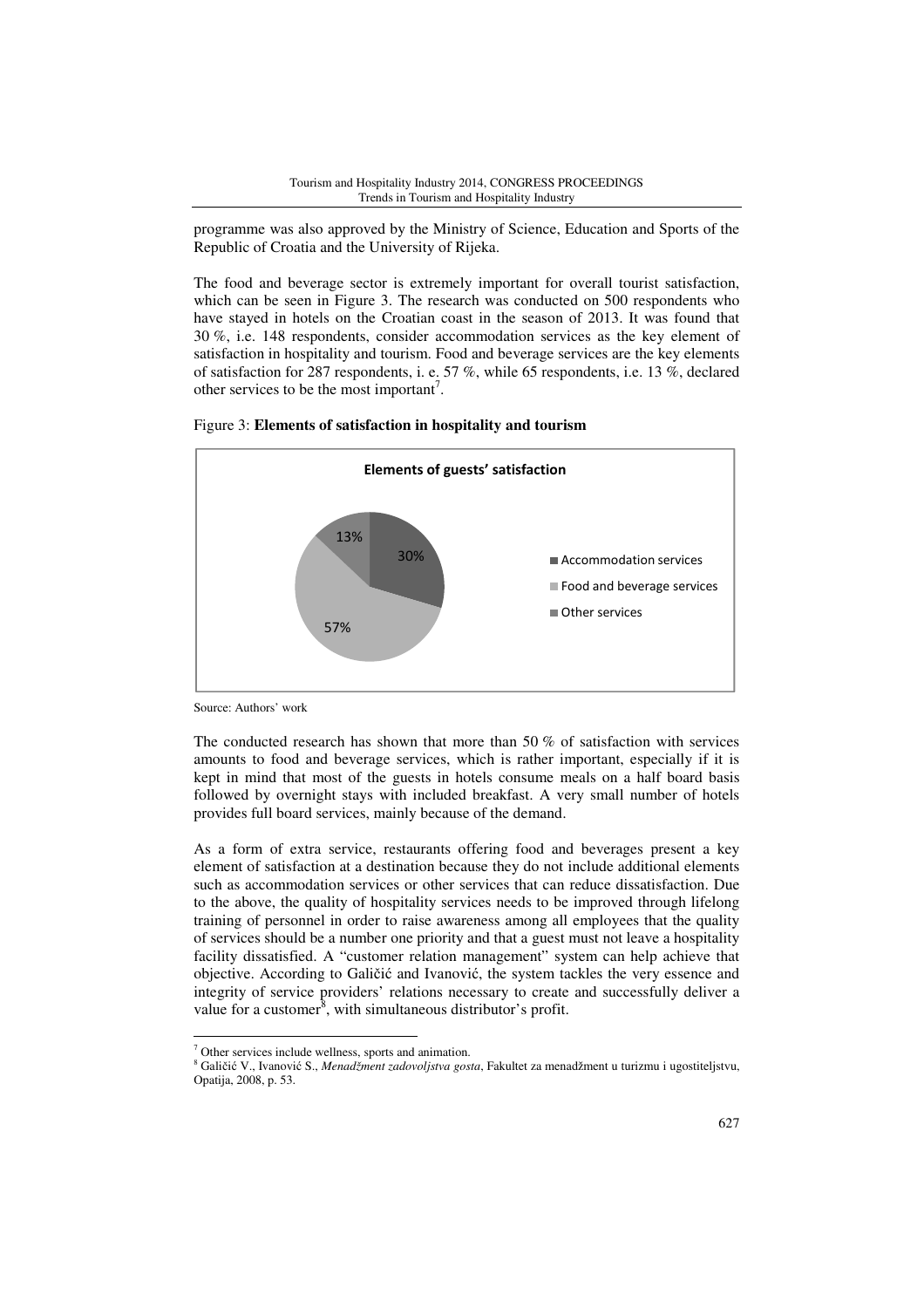programme was also approved by the Ministry of Science, Education and Sports of the Republic of Croatia and the University of Rijeka.

The food and beverage sector is extremely important for overall tourist satisfaction, which can be seen in Figure 3. The research was conducted on 500 respondents who have stayed in hotels on the Croatian coast in the season of 2013. It was found that 30 %, i.e. 148 respondents, consider accommodation services as the key element of satisfaction in hospitality and tourism. Food and beverage services are the key elements of satisfaction for 287 respondents, i. e. 57 %, while 65 respondents, i.e. 13 %, declared other services to be the most important[7].

Figure 3: **Elements of satisfaction in hospitality and tourism**

**Elements of guests' satisfaction**

| Element | Share |
| --- | --- |
| Accommodation services | 30% |
| Food and beverage services | 57% |
| Other services | 13% |

Source: Authors' work

The conducted research has shown that more than 50 % of satisfaction with services amounts to food and beverage services, which is rather important, especially if it is kept in mind that most of the guests in hotels consume meals on a half board basis followed by overnight stays with included breakfast. A very small number of hotels provides full board services, mainly because of the demand.

As a form of extra service, restaurants offering food and beverages present a key element of satisfaction at a destination because they do not include additional elements such as accommodation services or other services that can reduce dissatisfaction. Due to the above, the quality of hospitality services needs to be improved through lifelong training of personnel in order to raise awareness among all employees that the quality of services should be a number one priority and that a guest must not leave a hospitality facility dissatisfied. A "customer relation management" system can help achieve that objective. According to Galičić and Ivanović, the system tackles the very essence and integrity of service providers' relations necessary to create and successfully deliver a value for a customer[8], with simultaneous distributor's profit.

[7] Other services include wellness, sports and animation.

[8] Galičić V., Ivanović S., *Menadžment zadovoljstva gosta*, Fakultet za menadžment u turizmu i ugostiteljstvu, Opatija, 2008, p. 53.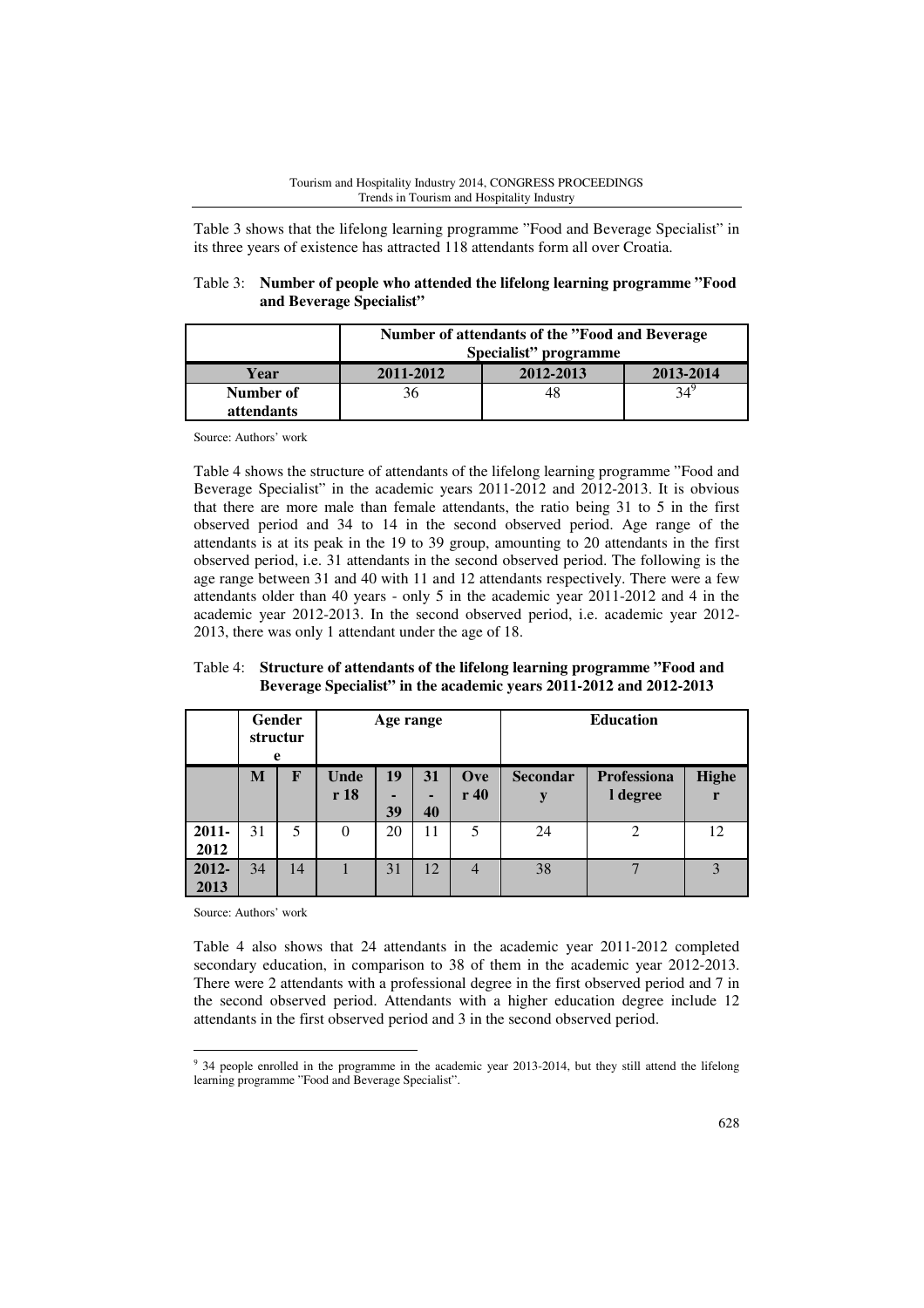Table 3 shows that the lifelong learning programme ”Food and Beverage Specialist” in its three years of existence has attracted 118 attendants form all over Croatia.

Table 3: **Number of people who attended the lifelong learning programme ”Food and Beverage Specialist”**

| | Number of attendants of the ”Food and Beverage Specialist” programme | | |
|---|---|---|---|
| **Year** | **2011-2012** | **2012-2013** | **2013-2014** |
| **Number of attendants** | 36 | 48 | 34[9] |

Source: Authors' work

Table 4 shows the structure of attendants of the lifelong learning programme ”Food and Beverage Specialist” in the academic years 2011-2012 and 2012-2013. It is obvious that there are more male than female attendants, the ratio being 31 to 5 in the first observed period and 34 to 14 in the second observed period. Age range of the attendants is at its peak in the 19 to 39 group, amounting to 20 attendants in the first observed period, i.e. 31 attendants in the second observed period. The following is the age range between 31 and 40 with 11 and 12 attendants respectively. There were a few attendants older than 40 years - only 5 in the academic year 2011-2012 and 4 in the academic year 2012-2013. In the second observed period, i.e. academic year 2012-2013, there was only 1 attendant under the age of 18.

Table 4: **Structure of attendants of the lifelong learning programme ”Food and Beverage Specialist” in the academic years 2011-2012 and 2012-2013**

| | Gender structure | | Age range | | | | Education | | |
|---|---|---|---|---|---|---|---|---|---|
| | **M** | **F** | **Under 18** | **19 - 39** | **31 - 40** | **Over 40** | **Secondary** | **Professional degree** | **Higher** |
| **2011-2012** | 31 | 5 | 0 | 20 | 11 | 5 | 24 | 2 | 12 |
| **2012-2013** | 34 | 14 | 1 | 31 | 12 | 4 | 38 | 7 | 3 |

Source: Authors' work

Table 4 also shows that 24 attendants in the academic year 2011-2012 completed secondary education, in comparison to 38 of them in the academic year 2012-2013. There were 2 attendants with a professional degree in the first observed period and 7 in the second observed period. Attendants with a higher education degree include 12 attendants in the first observed period and 3 in the second observed period.

---

[9] 34 people enrolled in the programme in the academic year 2013-2014, but they still attend the lifelong learning programme ”Food and Beverage Specialist”.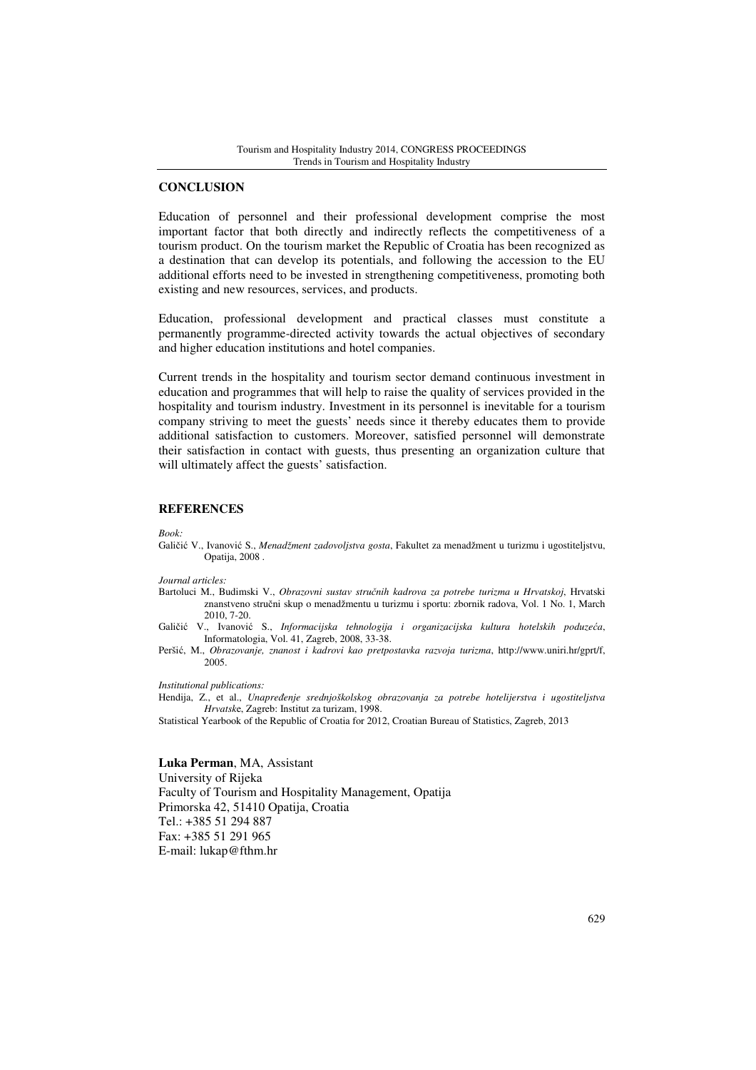## CONCLUSION

Education of personnel and their professional development comprise the most important factor that both directly and indirectly reflects the competitiveness of a tourism product. On the tourism market the Republic of Croatia has been recognized as a destination that can develop its potentials, and following the accession to the EU additional efforts need to be invested in strengthening competitiveness, promoting both existing and new resources, services, and products.

Education, professional development and practical classes must constitute a permanently programme-directed activity towards the actual objectives of secondary and higher education institutions and hotel companies.

Current trends in the hospitality and tourism sector demand continuous investment in education and programmes that will help to raise the quality of services provided in the hospitality and tourism industry. Investment in its personnel is inevitable for a tourism company striving to meet the guests' needs since it thereby educates them to provide additional satisfaction to customers. Moreover, satisfied personnel will demonstrate their satisfaction in contact with guests, thus presenting an organization culture that will ultimately affect the guests' satisfaction.

## REFERENCES

*Book:*

Galičić V., Ivanović S., *Menadžment zadovoljstva gosta*, Fakultet za menadžment u turizmu i ugostiteljstvu, Opatija, 2008 .

*Journal articles:*

Bartoluci M., Budimski V., *Obrazovni sustav stručnih kadrova za potrebe turizma u Hrvatskoj*, Hrvatski znanstveno stručni skup o menadžmentu u turizmu i sportu: zbornik radova, Vol. 1 No. 1, March 2010, 7-20.

Galičić V., Ivanović S., *Informacijska tehnologija i organizacijska kultura hotelskih poduzeća*, Informatologia, Vol. 41, Zagreb, 2008, 33-38.

Peršić, M., *Obrazovanje, znanost i kadrovi kao pretpostavka razvoja turizma*, http://www.uniri.hr/gprt/f, 2005.

*Institutional publications:*

Hendija, Z., et al., *Unapređenje srednjoškolskog obrazovanja za potrebe hotelijerstva i ugostiteljstva Hrvatsk*e, Zagreb: Institut za turizam, 1998.

Statistical Yearbook of the Republic of Croatia for 2012, Croatian Bureau of Statistics, Zagreb, 2013

**Luka Perman**, MA, Assistant
University of Rijeka
Faculty of Tourism and Hospitality Management, Opatija
Primorska 42, 51410 Opatija, Croatia
Tel.: +385 51 294 887
Fax: +385 51 291 965
E-mail: lukap@fthm.hr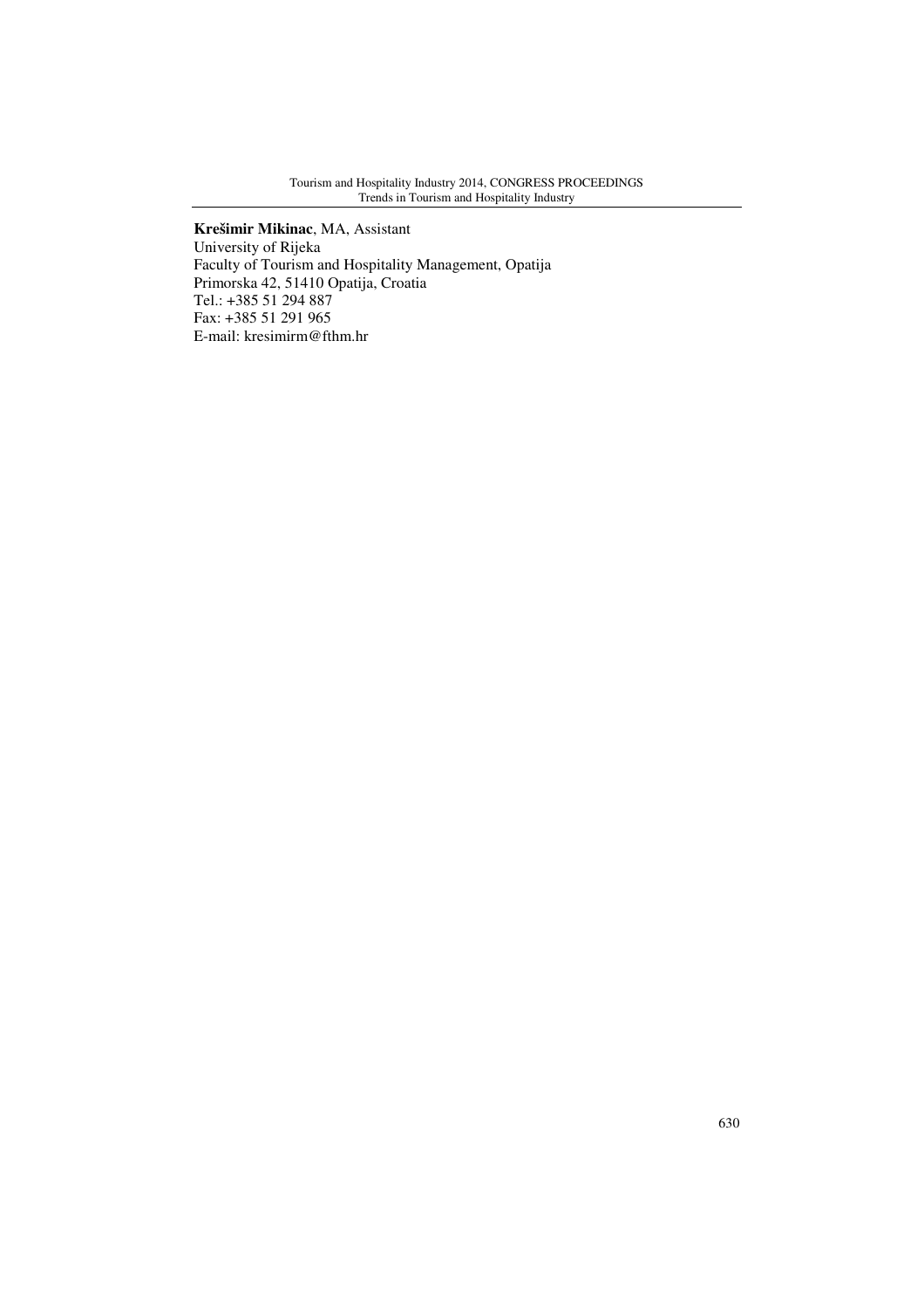**Krešimir Mikinac**, MA, Assistant
University of Rijeka
Faculty of Tourism and Hospitality Management, Opatija
Primorska 42, 51410 Opatija, Croatia
Tel.: +385 51 294 887
Fax: +385 51 291 965
E-mail: kresimirm@fthm.hr